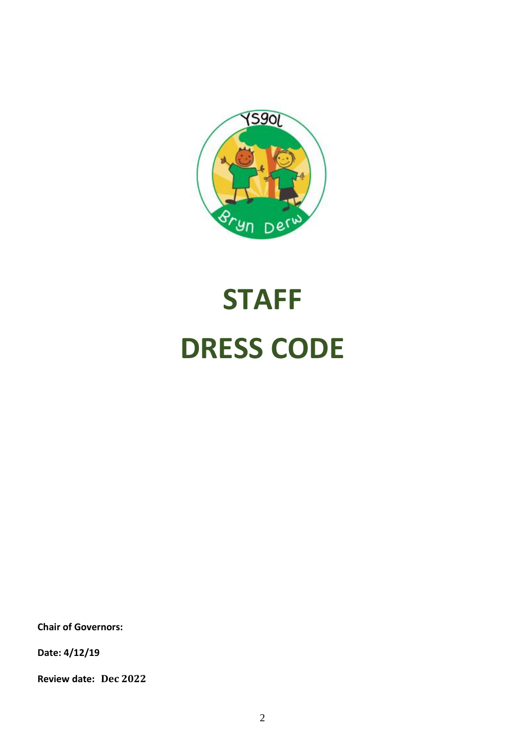# STAFF DRESS CODE

**Chair of Governors:**

**Date: 4/12/19**

**Review date: Dec 2022**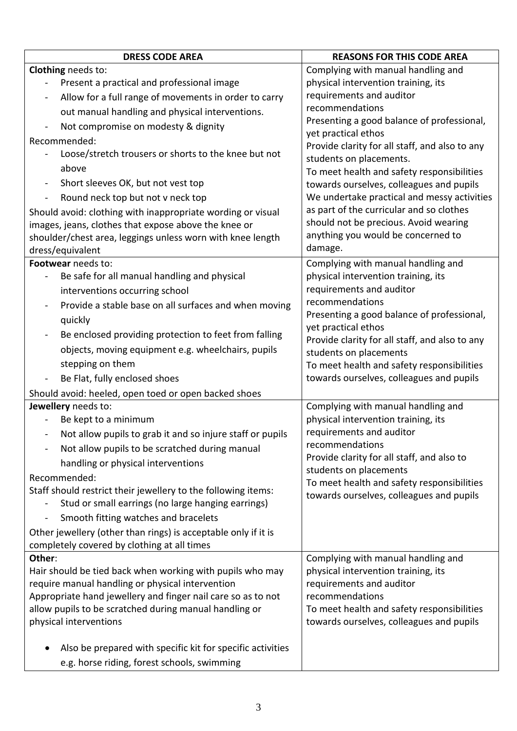| DRESS CODE AREA | REASONS FOR THIS CODE AREA |
|---|---|
| **Clothing** needs to:<br>- Present a practical and professional image<br>- Allow for a full range of movements in order to carry out manual handling and physical interventions.<br>- Not compromise on modesty & dignity<br>Recommended:<br>- Loose/stretch trousers or shorts to the knee but not above<br>- Short sleeves OK, but not vest top<br>- Round neck top but not v neck top<br>Should avoid: clothing with inappropriate wording or visual images, jeans, clothes that expose above the knee or shoulder/chest area, leggings unless worn with knee length dress/equivalent | Complying with manual handling and physical intervention training, its requirements and auditor recommendations<br>Presenting a good balance of professional, yet practical ethos<br>Provide clarity for all staff, and also to any students on placements.<br>To meet health and safety responsibilities towards ourselves, colleagues and pupils<br>We undertake practical and messy activities as part of the curricular and so clothes should not be precious. Avoid wearing anything you would be concerned to damage. |
| **Footwear** needs to:<br>- Be safe for all manual handling and physical interventions occurring school<br>- Provide a stable base on all surfaces and when moving quickly<br>- Be enclosed providing protection to feet from falling objects, moving equipment e.g. wheelchairs, pupils stepping on them<br>- Be Flat, fully enclosed shoes<br>Should avoid: heeled, open toed or open backed shoes | Complying with manual handling and physical intervention training, its requirements and auditor recommendations<br>Presenting a good balance of professional, yet practical ethos<br>Provide clarity for all staff, and also to any students on placements<br>To meet health and safety responsibilities towards ourselves, colleagues and pupils |
| **Jewellery** needs to:<br>- Be kept to a minimum<br>- Not allow pupils to grab it and so injure staff or pupils<br>- Not allow pupils to be scratched during manual handling or physical interventions<br>Recommended:<br>Staff should restrict their jewellery to the following items:<br>- Stud or small earrings (no large hanging earrings)<br>- Smooth fitting watches and bracelets<br>Other jewellery (other than rings) is acceptable only if it is completely covered by clothing at all times | Complying with manual handling and physical intervention training, its requirements and auditor recommendations<br>Provide clarity for all staff, and also to students on placements<br>To meet health and safety responsibilities towards ourselves, colleagues and pupils |
| **Other**:<br>Hair should be tied back when working with pupils who may require manual handling or physical intervention<br>Appropriate hand jewellery and finger nail care so as to not allow pupils to be scratched during manual handling or physical interventions<br>• Also be prepared with specific kit for specific activities e.g. horse riding, forest schools, swimming | Complying with manual handling and physical intervention training, its requirements and auditor recommendations<br>To meet health and safety responsibilities towards ourselves, colleagues and pupils |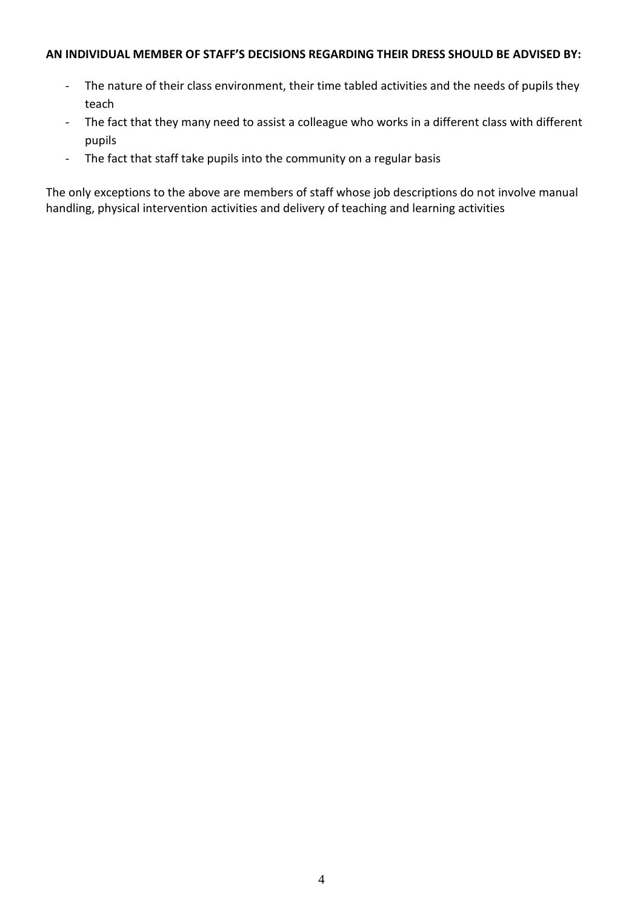**AN INDIVIDUAL MEMBER OF STAFF'S DECISIONS REGARDING THEIR DRESS SHOULD BE ADVISED BY:**

- The nature of their class environment, their time tabled activities and the needs of pupils they teach
- The fact that they many need to assist a colleague who works in a different class with different pupils
- The fact that staff take pupils into the community on a regular basis

The only exceptions to the above are members of staff whose job descriptions do not involve manual handling, physical intervention activities and delivery of teaching and learning activities